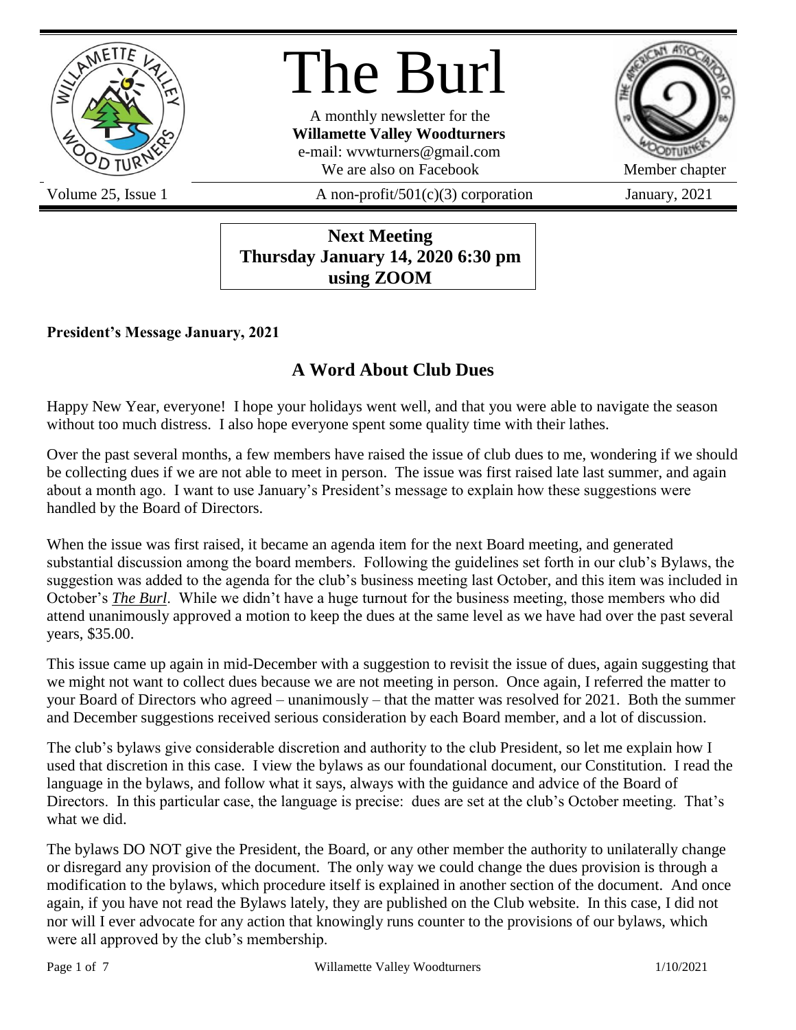# The Burl

A monthly newsletter for the
**Willamette Valley Woodturners**
e-mail: wvwturners@gmail.com
We are also on Facebook

Member chapter

Volume 25, Issue 1 | A non-profit/501(c)(3) corporation | January, 2021

**Next Meeting**
**Thursday January 14, 2020 6:30 pm**
**using ZOOM**

**President's Message January, 2021**

## A Word About Club Dues

Happy New Year, everyone! I hope your holidays went well, and that you were able to navigate the season without too much distress. I also hope everyone spent some quality time with their lathes.

Over the past several months, a few members have raised the issue of club dues to me, wondering if we should be collecting dues if we are not able to meet in person. The issue was first raised late last summer, and again about a month ago. I want to use January's President's message to explain how these suggestions were handled by the Board of Directors.

When the issue was first raised, it became an agenda item for the next Board meeting, and generated substantial discussion among the board members. Following the guidelines set forth in our club's Bylaws, the suggestion was added to the agenda for the club's business meeting last October, and this item was included in October's ***The Burl***. While we didn't have a huge turnout for the business meeting, those members who did attend unanimously approved a motion to keep the dues at the same level as we have had over the past several years, $35.00.

This issue came up again in mid-December with a suggestion to revisit the issue of dues, again suggesting that we might not want to collect dues because we are not meeting in person. Once again, I referred the matter to your Board of Directors who agreed – unanimously – that the matter was resolved for 2021. Both the summer and December suggestions received serious consideration by each Board member, and a lot of discussion.

The club's bylaws give considerable discretion and authority to the club President, so let me explain how I used that discretion in this case. I view the bylaws as our foundational document, our Constitution. I read the language in the bylaws, and follow what it says, always with the guidance and advice of the Board of Directors. In this particular case, the language is precise: dues are set at the club's October meeting. That's what we did.

The bylaws DO NOT give the President, the Board, or any other member the authority to unilaterally change or disregard any provision of the document. The only way we could change the dues provision is through a modification to the bylaws, which procedure itself is explained in another section of the document. And once again, if you have not read the Bylaws lately, they are published on the Club website. In this case, I did not nor will I ever advocate for any action that knowingly runs counter to the provisions of our bylaws, which were all approved by the club's membership.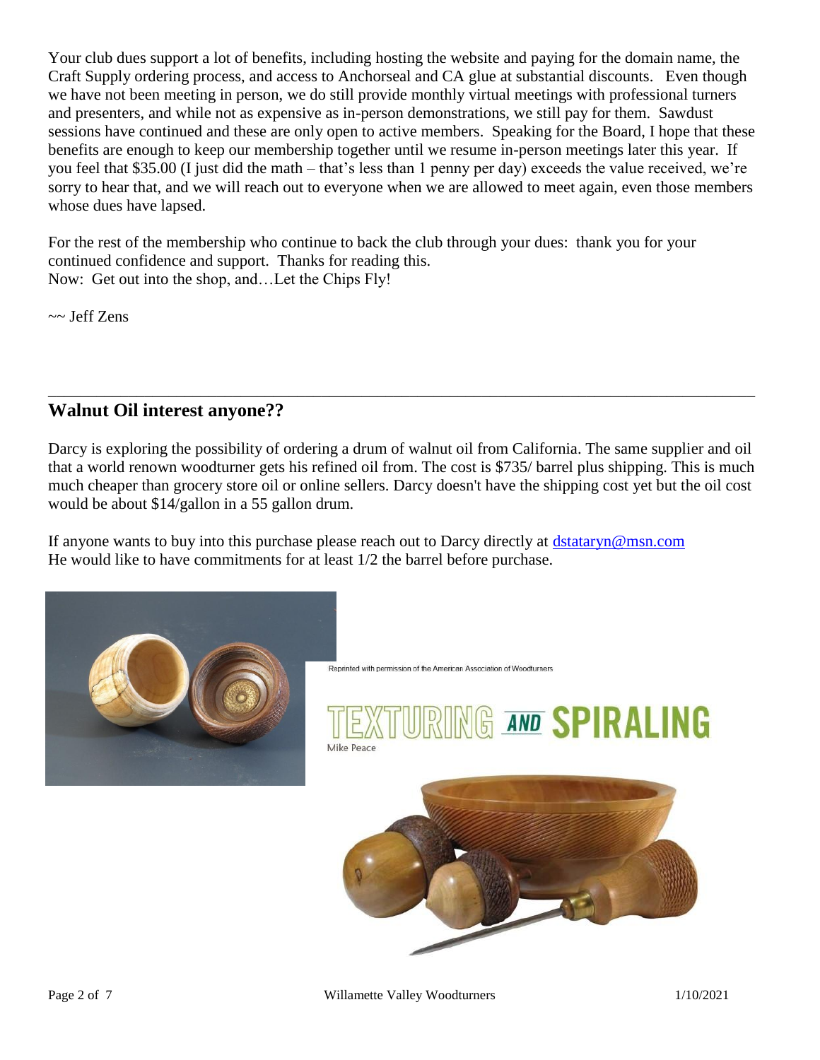Your club dues support a lot of benefits, including hosting the website and paying for the domain name, the Craft Supply ordering process, and access to Anchorseal and CA glue at substantial discounts. Even though we have not been meeting in person, we do still provide monthly virtual meetings with professional turners and presenters, and while not as expensive as in-person demonstrations, we still pay for them. Sawdust sessions have continued and these are only open to active members. Speaking for the Board, I hope that these benefits are enough to keep our membership together until we resume in-person meetings later this year. If you feel that $35.00 (I just did the math – that's less than 1 penny per day) exceeds the value received, we're sorry to hear that, and we will reach out to everyone when we are allowed to meet again, even those members whose dues have lapsed.

For the rest of the membership who continue to back the club through your dues: thank you for your continued confidence and support. Thanks for reading this.
Now: Get out into the shop, and…Let the Chips Fly!

~~ Jeff Zens

---

## Walnut Oil interest anyone??

Darcy is exploring the possibility of ordering a drum of walnut oil from California. The same supplier and oil that a world renown woodturner gets his refined oil from. The cost is $735/ barrel plus shipping. This is much much cheaper than grocery store oil or online sellers. Darcy doesn't have the shipping cost yet but the oil cost would be about $14/gallon in a 55 gallon drum.

If anyone wants to buy into this purchase please reach out to Darcy directly at dstataryn@msn.com
He would like to have commitments for at least 1/2 the barrel before purchase.

Reprinted with permission of the American Association of Woodturners

# TEXTURING AND SPIRALING

Mike Peace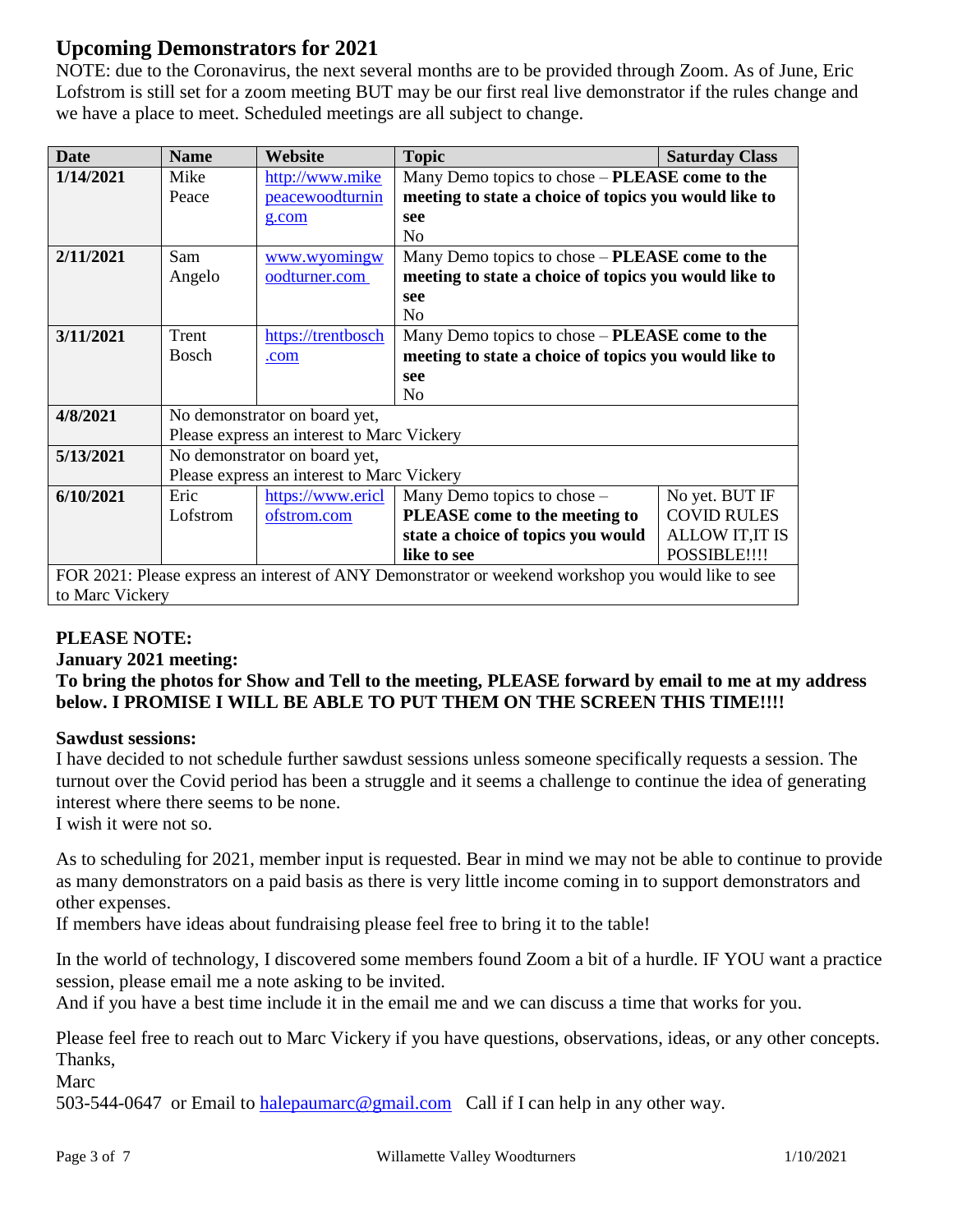## Upcoming Demonstrators for 2021

NOTE: due to the Coronavirus, the next several months are to be provided through Zoom. As of June, Eric Lofstrom is still set for a zoom meeting BUT may be our first real live demonstrator if the rules change and we have a place to meet. Scheduled meetings are all subject to change.

| Date | Name | Website | Topic | Saturday Class |
|---|---|---|---|---|
| **1/14/2021** | Mike Peace | http://www.mikepeacewoodturning.com | Many Demo topics to chose – **PLEASE come to the meeting to state a choice of topics you would like to see** | No |
| **2/11/2021** | Sam Angelo | www.wyomingwoodturner.com | Many Demo topics to chose – **PLEASE come to the meeting to state a choice of topics you would like to see** | No |
| **3/11/2021** | Trent Bosch | https://trentbosch.com | Many Demo topics to chose – **PLEASE come to the meeting to state a choice of topics you would like to see** | No |
| **4/8/2021** | No demonstrator on board yet, Please express an interest to Marc Vickery | | | |
| **5/13/2021** | No demonstrator on board yet, Please express an interest to Marc Vickery | | | |
| **6/10/2021** | Eric Lofstrom | https://www.ericlofstrom.com | Many Demo topics to chose – **PLEASE come to the meeting to state a choice of topics you would like to see** | No yet. BUT IF COVID RULES ALLOW IT,IT IS POSSIBLE!!!! |
| FOR 2021: Please express an interest of ANY Demonstrator or weekend workshop you would like to see to Marc Vickery | | | | |

**PLEASE NOTE:**

**January 2021 meeting:**

**To bring the photos for Show and Tell to the meeting, PLEASE forward by email to me at my address below. I PROMISE I WILL BE ABLE TO PUT THEM ON THE SCREEN THIS TIME!!!!**

**Sawdust sessions:**

I have decided to not schedule further sawdust sessions unless someone specifically requests a session. The turnout over the Covid period has been a struggle and it seems a challenge to continue the idea of generating interest where there seems to be none.
I wish it were not so.

As to scheduling for 2021, member input is requested. Bear in mind we may not be able to continue to provide as many demonstrators on a paid basis as there is very little income coming in to support demonstrators and other expenses.
If members have ideas about fundraising please feel free to bring it to the table!

In the world of technology, I discovered some members found Zoom a bit of a hurdle. IF YOU want a practice session, please email me a note asking to be invited.
And if you have a best time include it in the email me and we can discuss a time that works for you.

Please feel free to reach out to Marc Vickery if you have questions, observations, ideas, or any other concepts.
Thanks,
Marc
503-544-0647 or Email to halepaumarc@gmail.com Call if I can help in any other way.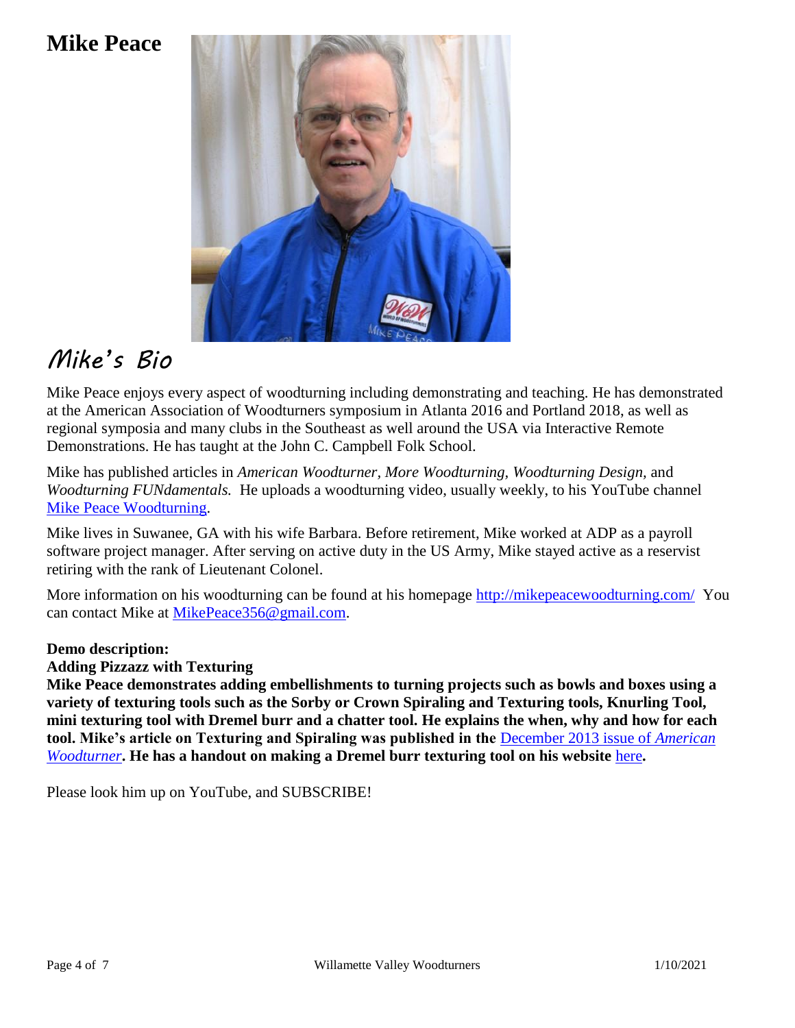# Mike Peace

## Mike's Bio

Mike Peace enjoys every aspect of woodturning including demonstrating and teaching. He has demonstrated at the American Association of Woodturners symposium in Atlanta 2016 and Portland 2018, as well as regional symposia and many clubs in the Southeast as well around the USA via Interactive Remote Demonstrations. He has taught at the John C. Campbell Folk School.

Mike has published articles in *American Woodturner*, *More Woodturning*, *Woodturning Design*, and *Woodturning FUNdamentals.* He uploads a woodturning video, usually weekly, to his YouTube channel Mike Peace Woodturning.

Mike lives in Suwanee, GA with his wife Barbara. Before retirement, Mike worked at ADP as a payroll software project manager. After serving on active duty in the US Army, Mike stayed active as a reservist retiring with the rank of Lieutenant Colonel.

More information on his woodturning can be found at his homepage http://mikepeacewoodturning.com/ You can contact Mike at MikePeace356@gmail.com.

**Demo description:**

**Adding Pizzazz with Texturing**

**Mike Peace demonstrates adding embellishments to turning projects such as bowls and boxes using a variety of texturing tools such as the Sorby or Crown Spiraling and Texturing tools, Knurling Tool, mini texturing tool with Dremel burr and a chatter tool. He explains the when, why and how for each tool. Mike's article on Texturing and Spiraling was published in the** December 2013 issue of *American Woodturner*. **He has a handout on making a Dremel burr texturing tool on his website** here**.**

Please look him up on YouTube, and SUBSCRIBE!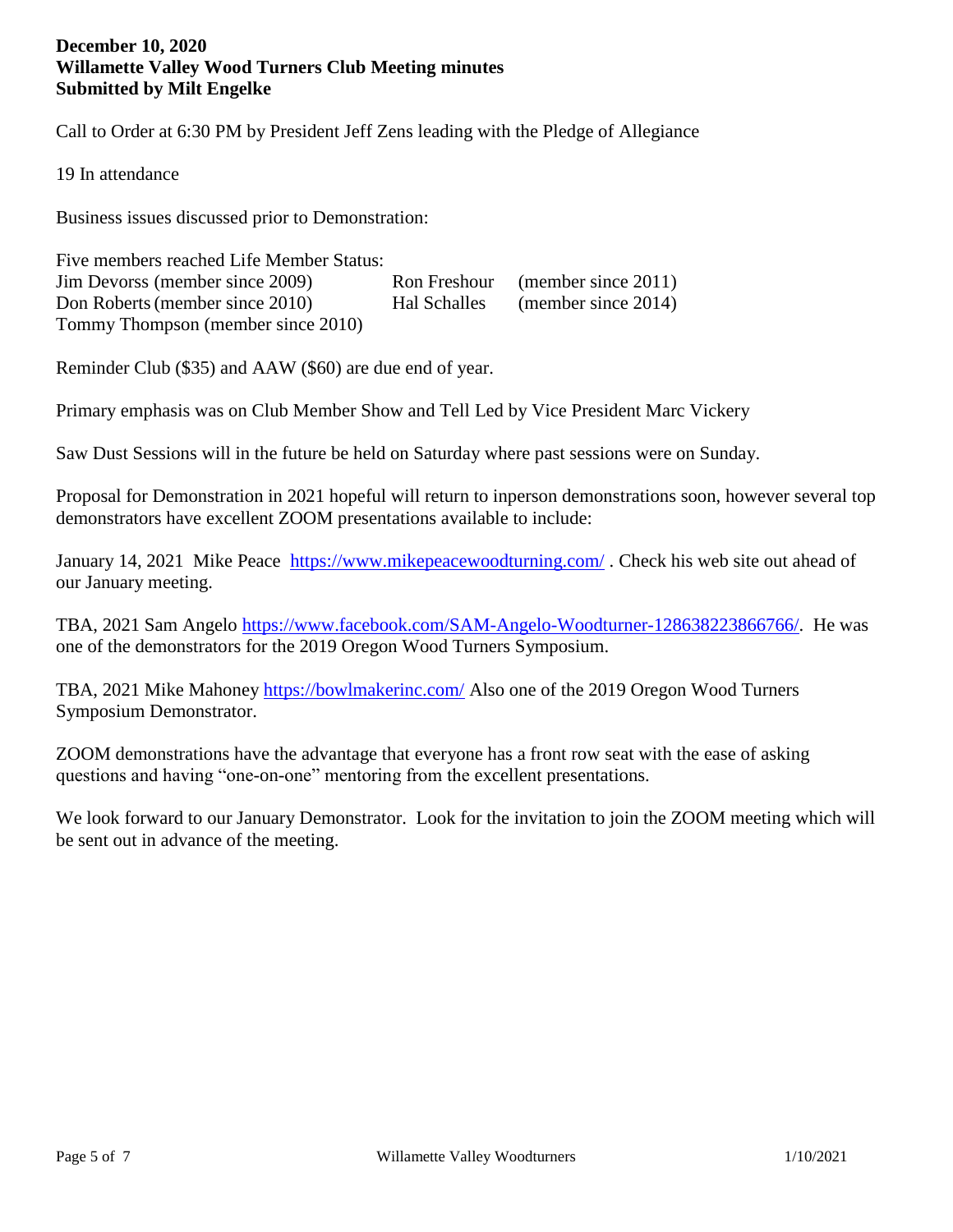**December 10, 2020**
**Willamette Valley Wood Turners Club Meeting minutes**
**Submitted by Milt Engelke**

Call to Order at 6:30 PM by President Jeff Zens leading with the Pledge of Allegiance

19 In attendance

Business issues discussed prior to Demonstration:

Five members reached Life Member Status:

| | | |
|---|---|---|
| Jim Devorss (member since 2009) | Ron Freshour | (member since 2011) |
| Don Roberts (member since 2010) | Hal Schalles | (member since 2014) |
| Tommy Thompson (member since 2010) | | |

Reminder Club ($35) and AAW ($60) are due end of year.

Primary emphasis was on Club Member Show and Tell Led by Vice President Marc Vickery

Saw Dust Sessions will in the future be held on Saturday where past sessions were on Sunday.

Proposal for Demonstration in 2021 hopeful will return to inperson demonstrations soon, however several top demonstrators have excellent ZOOM presentations available to include:

January 14, 2021 Mike Peace https://www.mikepeacewoodturning.com/ . Check his web site out ahead of our January meeting.

TBA, 2021 Sam Angelo https://www.facebook.com/SAM-Angelo-Woodturner-128638223866766/. He was one of the demonstrators for the 2019 Oregon Wood Turners Symposium.

TBA, 2021 Mike Mahoney https://bowlmakerinc.com/ Also one of the 2019 Oregon Wood Turners Symposium Demonstrator.

ZOOM demonstrations have the advantage that everyone has a front row seat with the ease of asking questions and having "one-on-one" mentoring from the excellent presentations.

We look forward to our January Demonstrator. Look for the invitation to join the ZOOM meeting which will be sent out in advance of the meeting.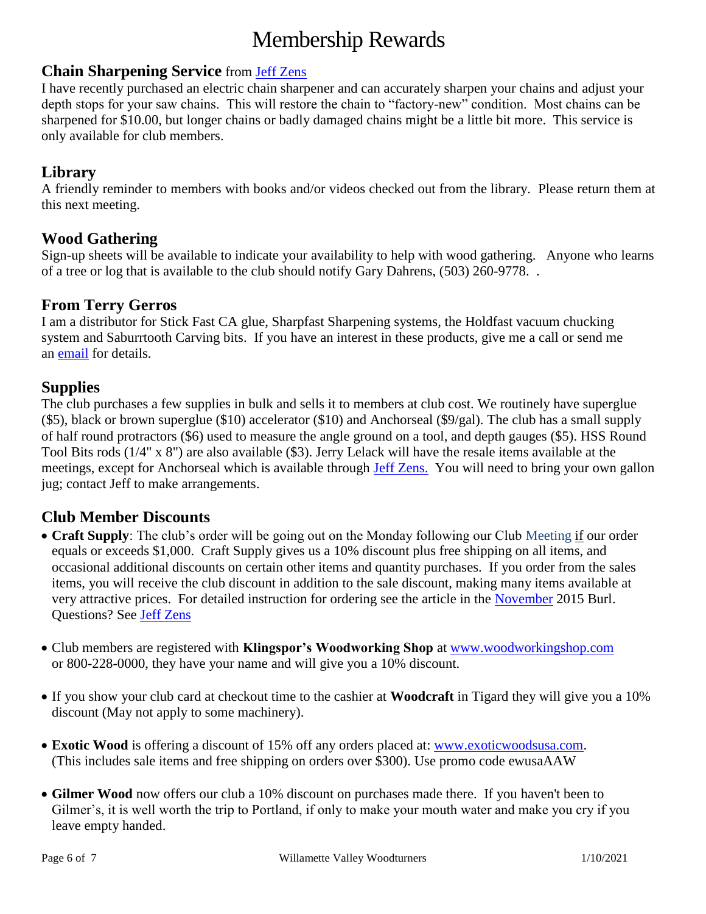# Membership Rewards

## Chain Sharpening Service from Jeff Zens

I have recently purchased an electric chain sharpener and can accurately sharpen your chains and adjust your depth stops for your saw chains. This will restore the chain to "factory-new" condition. Most chains can be sharpened for $10.00, but longer chains or badly damaged chains might be a little bit more. This service is only available for club members.

## Library

A friendly reminder to members with books and/or videos checked out from the library. Please return them at this next meeting.

## Wood Gathering

Sign-up sheets will be available to indicate your availability to help with wood gathering. Anyone who learns of a tree or log that is available to the club should notify Gary Dahrens, (503) 260-9778. .

## From Terry Gerros

I am a distributor for Stick Fast CA glue, Sharpfast Sharpening systems, the Holdfast vacuum chucking system and Saburrtooth Carving bits. If you have an interest in these products, give me a call or send me an email for details.

## Supplies

The club purchases a few supplies in bulk and sells it to members at club cost. We routinely have superglue ($5), black or brown superglue ($10) accelerator ($10) and Anchorseal ($9/gal). The club has a small supply of half round protractors ($6) used to measure the angle ground on a tool, and depth gauges ($5). HSS Round Tool Bits rods (1/4" x 8") are also available ($3). Jerry Lelack will have the resale items available at the meetings, except for Anchorseal which is available through Jeff Zens. You will need to bring your own gallon jug; contact Jeff to make arrangements.

## Club Member Discounts

- **Craft Supply**: The club's order will be going out on the Monday following our Club Meeting if our order equals or exceeds $1,000. Craft Supply gives us a 10% discount plus free shipping on all items, and occasional additional discounts on certain other items and quantity purchases. If you order from the sales items, you will receive the club discount in addition to the sale discount, making many items available at very attractive prices. For detailed instruction for ordering see the article in the November 2015 Burl. Questions? See Jeff Zens
- Club members are registered with **Klingspor's Woodworking Shop** at www.woodworkingshop.com or 800-228-0000, they have your name and will give you a 10% discount.
- If you show your club card at checkout time to the cashier at **Woodcraft** in Tigard they will give you a 10% discount (May not apply to some machinery).
- **Exotic Wood** is offering a discount of 15% off any orders placed at: www.exoticwoodsusa.com. (This includes sale items and free shipping on orders over $300). Use promo code ewusaAAW
- **Gilmer Wood** now offers our club a 10% discount on purchases made there. If you haven't been to Gilmer's, it is well worth the trip to Portland, if only to make your mouth water and make you cry if you leave empty handed.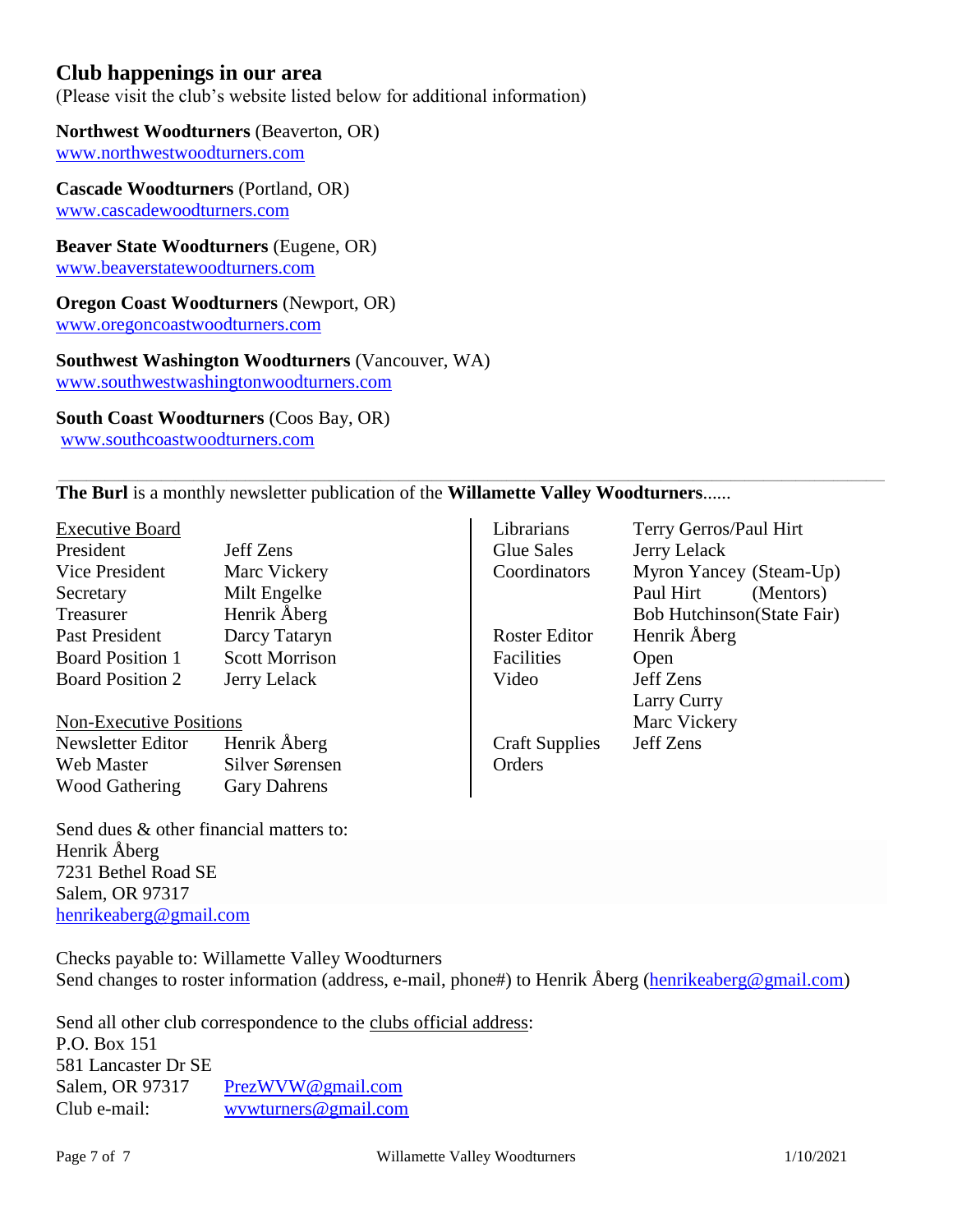## Club happenings in our area

(Please visit the club's website listed below for additional information)

**Northwest Woodturners** (Beaverton, OR)
www.northwestwoodturners.com

**Cascade Woodturners** (Portland, OR)
www.cascadewoodturners.com

**Beaver State Woodturners** (Eugene, OR)
www.beaverstatewoodturners.com

**Oregon Coast Woodturners** (Newport, OR)
www.oregoncoastwoodturners.com

**Southwest Washington Woodturners** (Vancouver, WA)
www.southwestwashingtonwoodturners.com

**South Coast Woodturners** (Coos Bay, OR)
www.southcoastwoodturners.com

---

**The Burl** is a monthly newsletter publication of the **Willamette Valley Woodturners**......

Executive Board

| | |
|---|---|
| President | Jeff Zens |
| Vice President | Marc Vickery |
| Secretary | Milt Engelke |
| Treasurer | Henrik Åberg |
| Past President | Darcy Tataryn |
| Board Position 1 | Scott Morrison |
| Board Position 2 | Jerry Lelack |

Non-Executive Positions

| | |
|---|---|
| Newsletter Editor | Henrik Åberg |
| Web Master | Silver Sørensen |
| Wood Gathering | Gary Dahrens |
| Librarians | Terry Gerros/Paul Hirt |
| Glue Sales | Jerry Lelack |
| Coordinators | Myron Yancey (Steam-Up) |
| | Paul Hirt (Mentors) |
| | Bob Hutchinson(State Fair) |
| Roster Editor | Henrik Åberg |
| Facilities | Open |
| Video | Jeff Zens |
| | Larry Curry |
| | Marc Vickery |
| Craft Supplies Orders | Jeff Zens |

Send dues & other financial matters to:
Henrik Åberg
7231 Bethel Road SE
Salem, OR 97317
henrikeaberg@gmail.com

Checks payable to: Willamette Valley Woodturners
Send changes to roster information (address, e-mail, phone#) to Henrik Åberg (henrikeaberg@gmail.com)

Send all other club correspondence to the clubs official address:
P.O. Box 151
581 Lancaster Dr SE
Salem, OR 97317 PrezWVW@gmail.com
Club e-mail: wvwturners@gmail.com